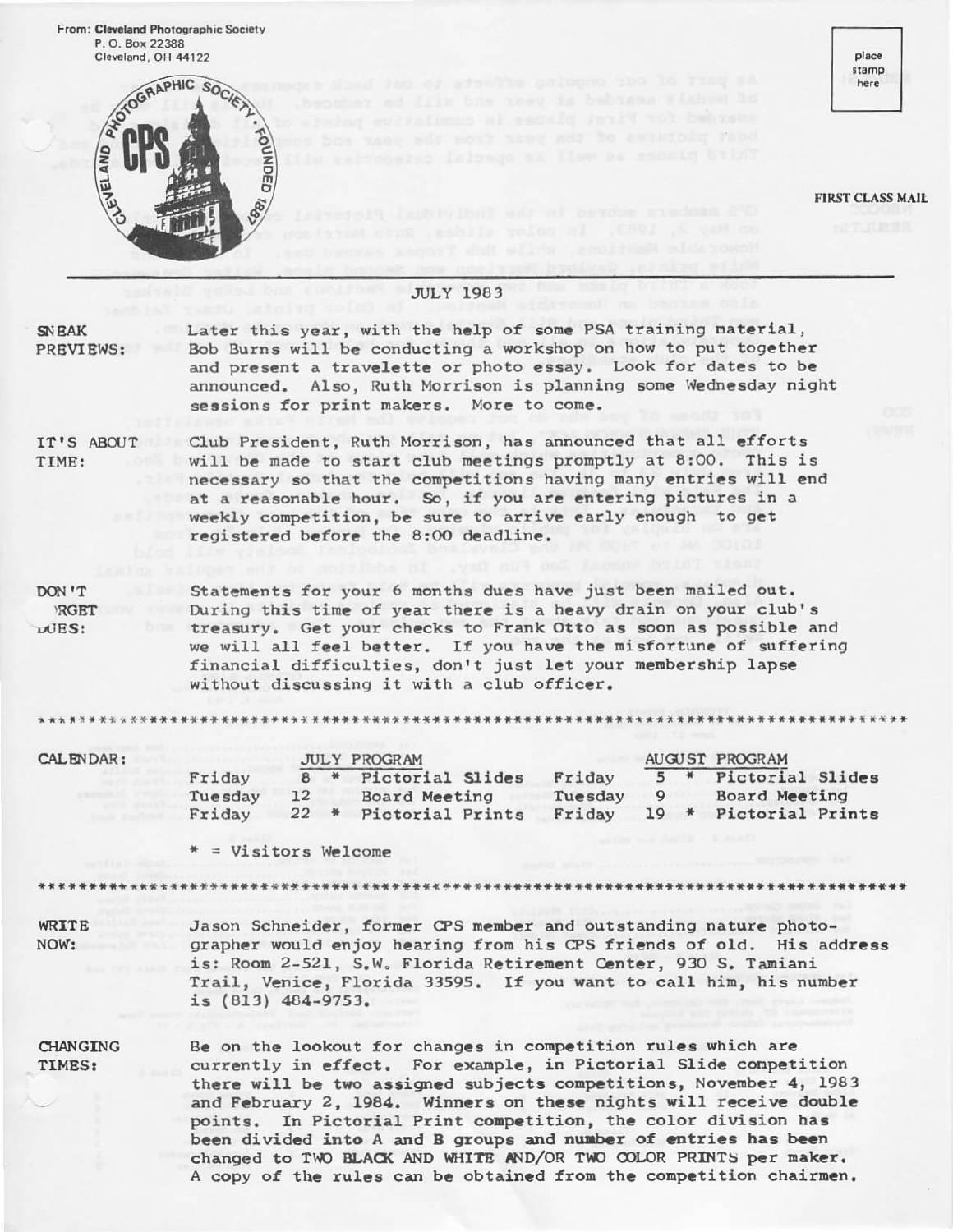From: **Cleveland Photographic Society**
P. O. Box 22388
Cleveland, OH 44122

place stamp here

**FIRST CLASS MAIL**

JULY 1983

**SNEAK PREVIEWS:** Later this year, with the help of some PSA training material, Bob Burns will be conducting a workshop on how to put together and present a travelette or photo essay. Look for dates to be announced. Also, Ruth Morrison is planning some Wednesday night sessions for print makers. More to come.

**IT'S ABOUT TIME:** Club President, Ruth Morrison, has announced that all efforts will be made to start club meetings promptly at 8:00. This is necessary so that the competitions having many entries will end at a reasonable hour. So, if you are entering pictures in a weekly competition, be sure to arrive early enough to get registered before the 8:00 deadline.

**DON'T FORGET DUES:** Statements for your 6 months dues have just been mailed out. During this time of year there is a heavy drain on your club's treasury. Get your checks to Frank Otto as soon as possible and we will all feel better. If you have the misfortune of suffering financial difficulties, don't just let your membership lapse without discussing it with a club officer.

**CALENDAR:**

| JULY PROGRAM | | | AUGUST PROGRAM | | |
|---|---|---|---|---|---|
| Friday | 8 | * Pictorial Slides | Friday | 5 | * Pictorial Slides |
| Tuesday | 12 | Board Meeting | Tuesday | 9 | Board Meeting |
| Friday | 22 | * Pictorial Prints | Friday | 19 | * Pictorial Prints |

* = Visitors Welcome

**WRITE NOW:** Jason Schneider, former CPS member and outstanding nature photographer would enjoy hearing from his CPS friends of old. His address is: Room 2-521, S.W. Florida Retirement Center, 930 S. Tamiani Trail, Venice, Florida 33595. If you want to call him, his number is (813) 484-9753.

**CHANGING TIMES:** Be on the lookout for changes in competition rules which are currently in effect. For example, in Pictorial Slide competition there will be two assigned subjects competitions, November 4, 1983 and February 2, 1984. Winners on these nights will receive double points. In Pictorial Print competition, the color division has been divided into A and B groups and number of entries has been changed to TWO BLACK AND WHITE AND/OR TWO COLOR PRINTS per maker. A copy of the rules can be obtained from the competition chairmen.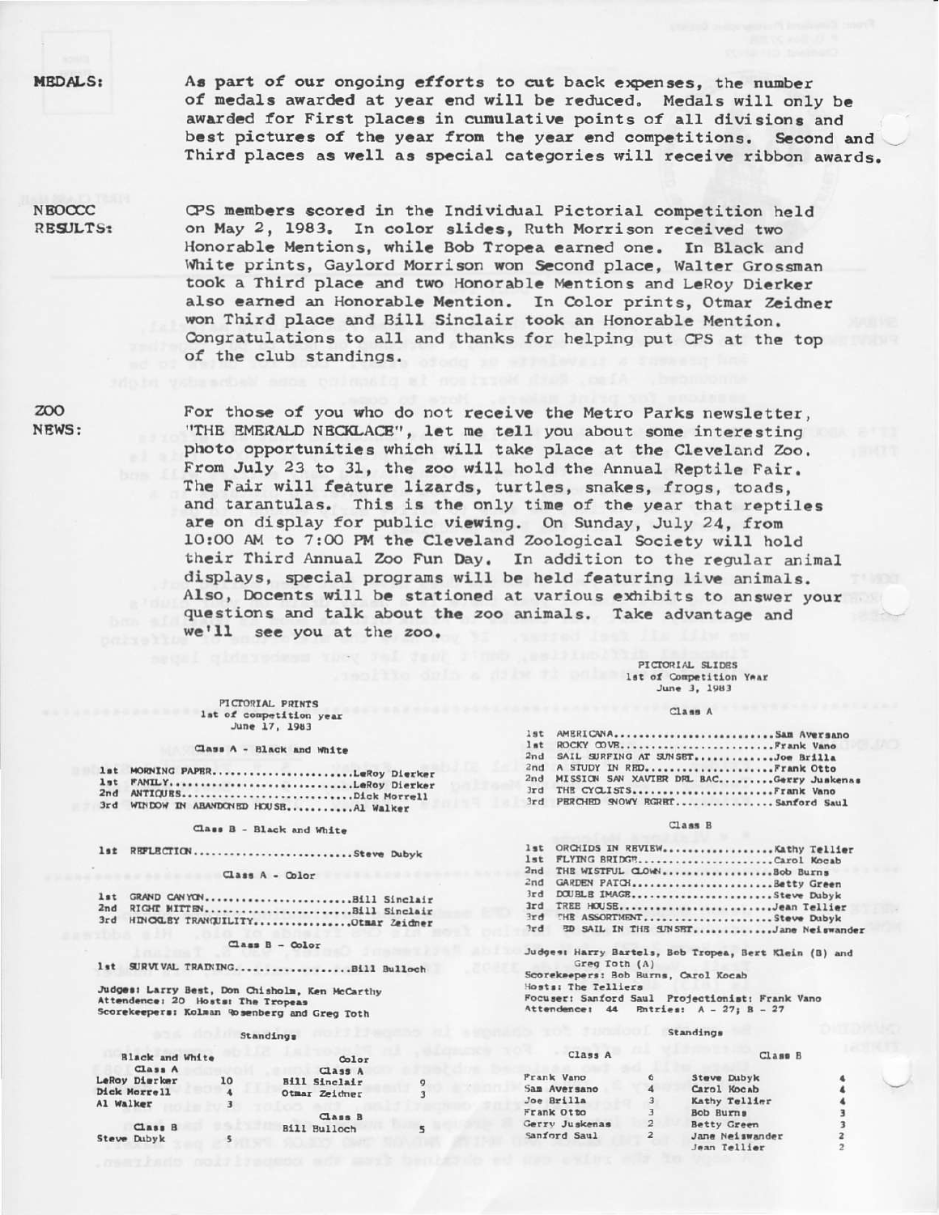**MEDALS:** As part of our ongoing efforts to cut back expenses, the number of medals awarded at year end will be reduced. Medals will only be awarded for First places in cumulative points of all divisions and best pictures of the year from the year end competitions. Second and Third places as well as special categories will receive ribbon awards.

**NEOCCC RESULTS:** CPS members scored in the Individual Pictorial competition held on May 2, 1983. In color slides, Ruth Morrison received two Honorable Mentions, while Bob Tropea earned one. In Black and White prints, Gaylord Morrison won Second place, Walter Grossman took a Third place and two Honorable Mentions and LeRoy Dierker also earned an Honorable Mention. In Color prints, Otmar Zeidner won Third place and Bill Sinclair took an Honorable Mention. Congratulations to all and thanks for helping put CPS at the top of the club standings.

**ZOO NEWS:** For those of you who do not receive the Metro Parks newsletter, "THE EMERALD NECKLACE", let me tell you about some interesting photo opportunities which will take place at the Cleveland Zoo. From July 23 to 31, the zoo will hold the Annual Reptile Fair. The Fair will feature lizards, turtles, snakes, frogs, toads, and tarantulas. This is the only time of the year that reptiles are on display for public viewing. On Sunday, July 24, from 10:00 AM to 7:00 PM the Cleveland Zoological Society will hold their Third Annual Zoo Fun Day. In addition to the regular animal displays, special programs will be held featuring live animals. Also, Docents will be stationed at various exhibits to answer your questions and talk about the zoo animals. Take advantage and we'll see you at the zoo.

## PICTORIAL PRINTS
1st of competition year
June 17, 1983

**Class A - Black and White**

| | | |
|---|---|---|
| 1st | MORNING PAPER | LeRoy Dierker |
| 1st | FAMILY | LeRoy Dierker |
| 2nd | ANTIQUES | Dick Morrell |
| 3rd | WINDOW IN ABANDONED HOUSE | Al Walker |

**Class B - Black and White**

| | | |
|---|---|---|
| 1st | REFLECTION | Steve Dubyk |

**Class A - Color**

| | | |
|---|---|---|
| 1st | GRAND CANYON | Bill Sinclair |
| 2nd | RIGHT MITTEN | Bill Sinclair |
| 3rd | HINCKLEY TRANQUILITY | Otmar Zeidner |

**Class B - Color**

| | | |
|---|---|---|
| 1st | SURVIVAL TRAINING | Bill Bulloch |

Judges: Larry Best, Don Chisholm, Ken McCarthy
Attendence: 20 Hosts: The Tropeas
Scorekeepers: Kolman Rosenberg and Greg Toth

**Standings**

| Black and White | | Color | |
|---|---|---|---|
| Class A | | Class A | |
| LeRoy Dierker | 10 | Bill Sinclair | 9 |
| Dick Morrell | 4 | Otmar Zeidner | 3 |
| Al Walker | 3 | | |
| Class B | | Class B | |
| Steve Dubyk | 5 | Bill Bulloch | 5 |

## PICTORIAL SLIDES
1st of Competition Year
June 3, 1983

**Class A**

| | | |
|---|---|---|
| 1st | AMERICANA | Sam Aversano |
| 1st | ROCKY COVE | Frank Vano |
| 2nd | SAIL SURFING AT SUNSET | Joe Brilla |
| 2nd | A STUDY IN RED | Frank Otto |
| 2nd | MISSION SAN XAVIER DEL BAC | Gerry Juskenas |
| 3rd | THE CYCLISTS | Frank Vano |
| 3rd | PERCHED SNOWY EGRET | Sanford Saul |

**Class B**

| | | |
|---|---|---|
| 1st | ORCHIDS IN REVIEW | Kathy Tellier |
| 1st | FLYING BRIDGE | Carol Kocab |
| 2nd | THE WISTFUL CLOWN | Bob Burns |
| 2nd | GARDEN PATCH | Betty Green |
| 3rd | DOUBLE IMAGE | Steve Dubyk |
| 3rd | TREE HOUSE | Jean Tellier |
| 3rd | THE ASSORTMENT | Steve Dubyk |
| 3rd | ED SAIL IN THE SUNSET | Jane Neiswander |

Judges: Harry Bartels, Bob Tropea, Bert Klein (B) and Greg Toth (A)
Scorekeepers: Bob Burns, Carol Kocab
Hosts: The Telliers
Focuser: Sanford Saul Projectionist: Frank Vano
Attendence: 44 Entries: A - 27; B - 27

**Standings**

| Class A | | Class B | |
|---|---|---|---|
| Frank Vano | 6 | Steve Dubyk | 4 |
| Sam Aversano | 4 | Carol Kocab | 4 |
| Joe Brilla | 3 | Kathy Tellier | 4 |
| Frank Otto | 3 | Bob Burns | 3 |
| Gerry Juskenas | 2 | Betty Green | 3 |
| Sanford Saul | 2 | Jane Neiswander | 2 |
| | | Jean Tellier | 2 |